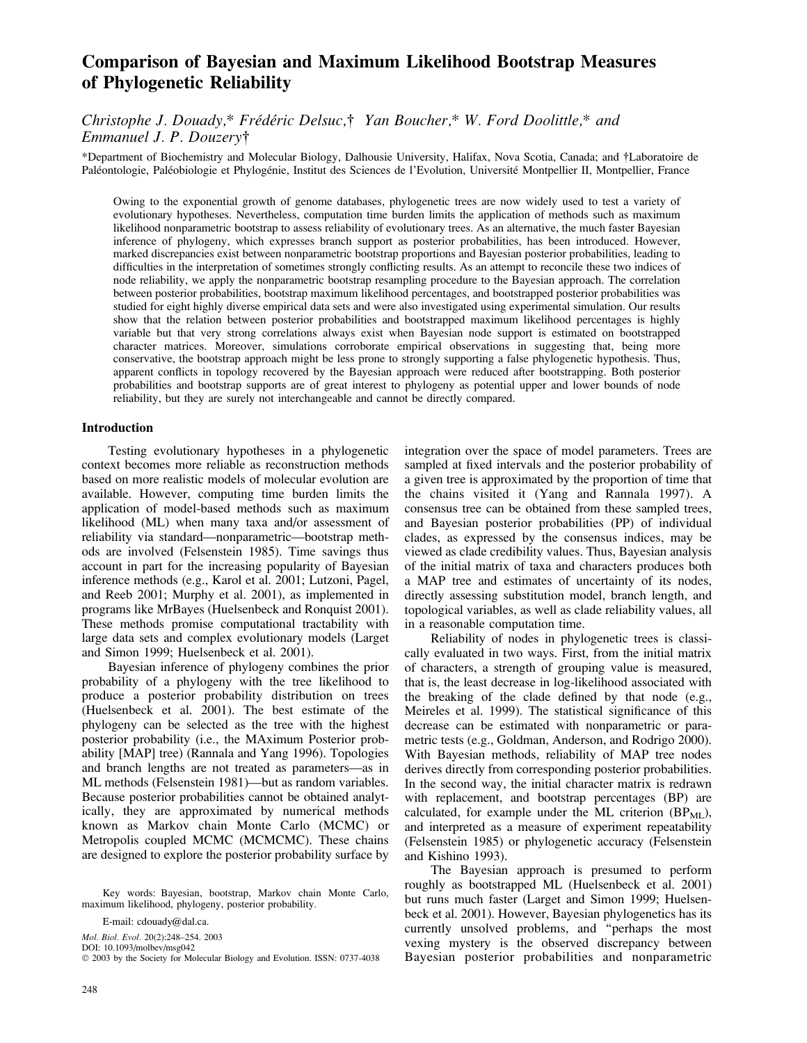# Comparison of Bayesian and Maximum Likelihood Bootstrap Measures of Phylogenetic Reliability

*Christophe J. Douady,\* Frédéric Delsuc,† Yan Boucher,\* W. Ford Doolittle,\* and Emmanuel J. P. Douzery†*

\*Department of Biochemistry and Molecular Biology, Dalhousie University, Halifax, Nova Scotia, Canada; and †Laboratoire de Paléontologie, Paléobiologie et Phylogénie, Institut des Sciences de l'Evolution, Université Montpellier II, Montpellier, France

Owing to the exponential growth of genome databases, phylogenetic trees are now widely used to test a variety of evolutionary hypotheses. Nevertheless, computation time burden limits the application of methods such as maximum likelihood nonparametric bootstrap to assess reliability of evolutionary trees. As an alternative, the much faster Bayesian inference of phylogeny, which expresses branch support as posterior probabilities, has been introduced. However, marked discrepancies exist between nonparametric bootstrap proportions and Bayesian posterior probabilities, leading to difficulties in the interpretation of sometimes strongly conflicting results. As an attempt to reconcile these two indices of node reliability, we apply the nonparametric bootstrap resampling procedure to the Bayesian approach. The correlation between posterior probabilities, bootstrap maximum likelihood percentages, and bootstrapped posterior probabilities was studied for eight highly diverse empirical data sets and were also investigated using experimental simulation. Our results show that the relation between posterior probabilities and bootstrapped maximum likelihood percentages is highly variable but that very strong correlations always exist when Bayesian node support is estimated on bootstrapped character matrices. Moreover, simulations corroborate empirical observations in suggesting that, being more conservative, the bootstrap approach might be less prone to strongly supporting a false phylogenetic hypothesis. Thus, apparent conflicts in topology recovered by the Bayesian approach were reduced after bootstrapping. Both posterior probabilities and bootstrap supports are of great interest to phylogeny as potential upper and lower bounds of node reliability, but they are surely not interchangeable and cannot be directly compared.

## Introduction

Testing evolutionary hypotheses in a phylogenetic context becomes more reliable as reconstruction methods based on more realistic models of molecular evolution are available. However, computing time burden limits the application of model-based methods such as maximum likelihood (ML) when many taxa and/or assessment of reliability via standard—nonparametric—bootstrap methods are involved (Felsenstein 1985). Time savings thus account in part for the increasing popularity of Bayesian inference methods (e.g., Karol et al. 2001; Lutzoni, Pagel, and Reeb 2001; Murphy et al. 2001), as implemented in programs like MrBayes (Huelsenbeck and Ronquist 2001). These methods promise computational tractability with large data sets and complex evolutionary models (Larget and Simon 1999; Huelsenbeck et al. 2001).

Bayesian inference of phylogeny combines the prior probability of a phylogeny with the tree likelihood to produce a posterior probability distribution on trees (Huelsenbeck et al. 2001). The best estimate of the phylogeny can be selected as the tree with the highest posterior probability (i.e., the MAximum Posterior probability [MAP] tree) (Rannala and Yang 1996). Topologies and branch lengths are not treated as parameters—as in ML methods (Felsenstein 1981)—but as random variables. Because posterior probabilities cannot be obtained analytically, they are approximated by numerical methods known as Markov chain Monte Carlo (MCMC) or Metropolis coupled MCMC (MCMCMC). These chains are designed to explore the posterior probability surface by integration over the space of model parameters. Trees are sampled at fixed intervals and the posterior probability of a given tree is approximated by the proportion of time that the chains visited it (Yang and Rannala 1997). A consensus tree can be obtained from these sampled trees, and Bayesian posterior probabilities (PP) of individual clades, as expressed by the consensus indices, may be viewed as clade credibility values. Thus, Bayesian analysis of the initial matrix of taxa and characters produces both a MAP tree and estimates of uncertainty of its nodes, directly assessing substitution model, branch length, and topological variables, as well as clade reliability values, all in a reasonable computation time.

Reliability of nodes in phylogenetic trees is classically evaluated in two ways. First, from the initial matrix of characters, a strength of grouping value is measured, that is, the least decrease in log-likelihood associated with the breaking of the clade defined by that node (e.g., Meireles et al. 1999). The statistical significance of this decrease can be estimated with nonparametric or parametric tests (e.g., Goldman, Anderson, and Rodrigo 2000). With Bayesian methods, reliability of MAP tree nodes derives directly from corresponding posterior probabilities. In the second way, the initial character matrix is redrawn with replacement, and bootstrap percentages (BP) are calculated, for example under the ML criterion ($BP_{ML}$), and interpreted as a measure of experiment repeatability (Felsenstein 1985) or phylogenetic accuracy (Felsenstein and Kishino 1993).

The Bayesian approach is presumed to perform roughly as bootstrapped ML (Huelsenbeck et al. 2001) but runs much faster (Larget and Simon 1999; Huelsenbeck et al. 2001). However, Bayesian phylogenetics has its currently unsolved problems, and "perhaps the most vexing mystery is the observed discrepancy between Bayesian posterior probabilities and nonparametric

Key words: Bayesian, bootstrap, Markov chain Monte Carlo, maximum likelihood, phylogeny, posterior probability.

E-mail: cdouady@dal.ca.

DOI: 10.1093/molbev/msg042
© 2003 by the Society for Molecular Biology and Evolution. ISSN: 0737-4038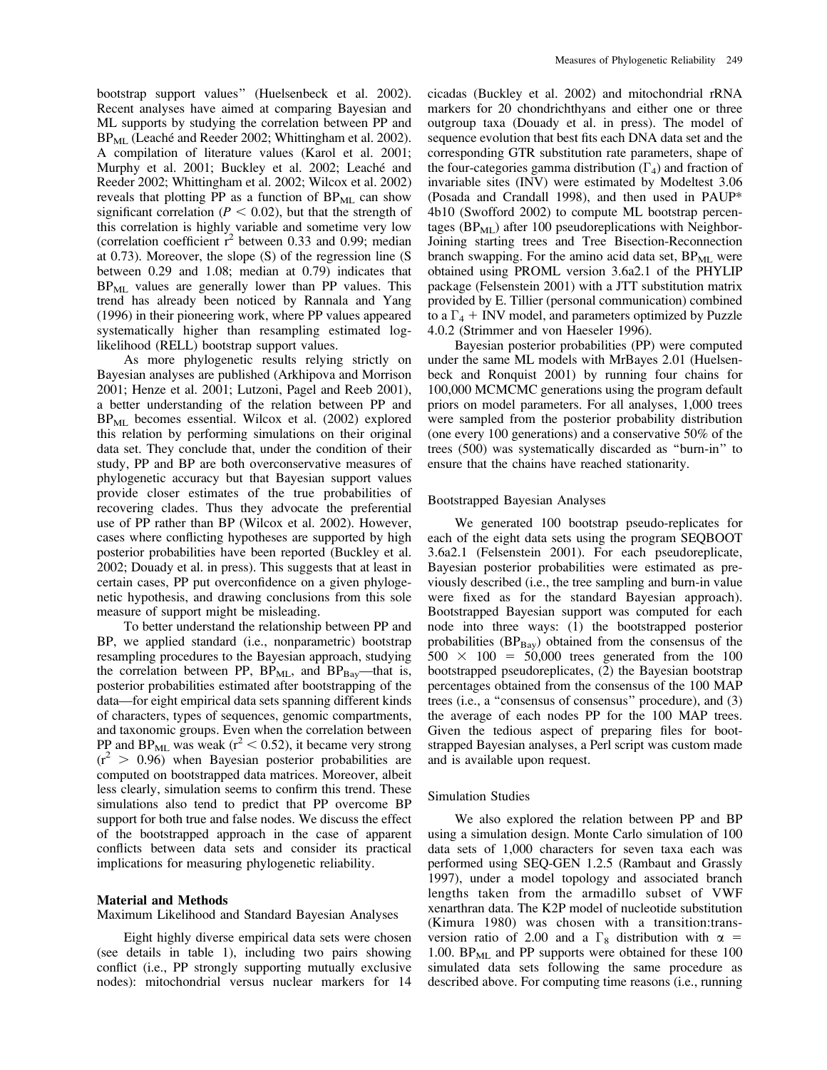bootstrap support values" (Huelsenbeck et al. 2002). Recent analyses have aimed at comparing Bayesian and ML supports by studying the correlation between PP and $BP_{ML}$ (Leaché and Reeder 2002; Whittingham et al. 2002). A compilation of literature values (Karol et al. 2001; Murphy et al. 2001; Buckley et al. 2002; Leaché and Reeder 2002; Whittingham et al. 2002; Wilcox et al. 2002) reveals that plotting PP as a function of $BP_{ML}$ can show significant correlation ($P < 0.02$), but that the strength of this correlation is highly variable and sometime very low (correlation coefficient $r^2$ between 0.33 and 0.99; median at 0.73). Moreover, the slope (S) of the regression line (S between 0.29 and 1.08; median at 0.79) indicates that $BP_{ML}$ values are generally lower than PP values. This trend has already been noticed by Rannala and Yang (1996) in their pioneering work, where PP values appeared systematically higher than resampling estimated log-likelihood (RELL) bootstrap support values.

As more phylogenetic results relying strictly on Bayesian analyses are published (Arkhipova and Morrison 2001; Henze et al. 2001; Lutzoni, Pagel and Reeb 2001), a better understanding of the relation between PP and $BP_{ML}$ becomes essential. Wilcox et al. (2002) explored this relation by performing simulations on their original data set. They conclude that, under the condition of their study, PP and BP are both overconservative measures of phylogenetic accuracy but that Bayesian support values provide closer estimates of the true probabilities of recovering clades. Thus they advocate the preferential use of PP rather than BP (Wilcox et al. 2002). However, cases where conflicting hypotheses are supported by high posterior probabilities have been reported (Buckley et al. 2002; Douady et al. in press). This suggests that at least in certain cases, PP put overconfidence on a given phylogenetic hypothesis, and drawing conclusions from this sole measure of support might be misleading.

To better understand the relationship between PP and BP, we applied standard (i.e., nonparametric) bootstrap resampling procedures to the Bayesian approach, studying the correlation between PP, $BP_{ML}$, and $BP_{Bay}$—that is, posterior probabilities estimated after bootstrapping of the data—for eight empirical data sets spanning different kinds of characters, types of sequences, genomic compartments, and taxonomic groups. Even when the correlation between PP and $BP_{ML}$ was weak ($r^2 < 0.52$), it became very strong ($r^2 > 0.96$) when Bayesian posterior probabilities are computed on bootstrapped data matrices. Moreover, albeit less clearly, simulation seems to confirm this trend. These simulations also tend to predict that PP overcome BP support for both true and false nodes. We discuss the effect of the bootstrapped approach in the case of apparent conflicts between data sets and consider its practical implications for measuring phylogenetic reliability.

## Material and Methods

### Maximum Likelihood and Standard Bayesian Analyses

Eight highly diverse empirical data sets were chosen (see details in table 1), including two pairs showing conflict (i.e., PP strongly supporting mutually exclusive nodes): mitochondrial versus nuclear markers for 14 cicadas (Buckley et al. 2002) and mitochondrial rRNA markers for 20 chondrichthyans and either one or three outgroup taxa (Douady et al. in press). The model of sequence evolution that best fits each DNA data set and the corresponding GTR substitution rate parameters, shape of the four-categories gamma distribution ($\Gamma_4$) and fraction of invariable sites (INV) were estimated by Modeltest 3.06 (Posada and Crandall 1998), and then used in PAUP* 4b10 (Swofford 2002) to compute ML bootstrap percentages ($BP_{ML}$) after 100 pseudoreplications with Neighbor-Joining starting trees and Tree Bisection-Reconnection branch swapping. For the amino acid data set, $BP_{ML}$ were obtained using PROML version 3.6a2.1 of the PHYLIP package (Felsenstein 2001) with a JTT substitution matrix provided by E. Tillier (personal communication) combined to a $\Gamma_4$ + INV model, and parameters optimized by Puzzle 4.0.2 (Strimmer and von Haeseler 1996).

Bayesian posterior probabilities (PP) were computed under the same ML models with MrBayes 2.01 (Huelsenbeck and Ronquist 2001) by running four chains for 100,000 MCMCMC generations using the program default priors on model parameters. For all analyses, 1,000 trees were sampled from the posterior probability distribution (one every 100 generations) and a conservative 50% of the trees (500) was systematically discarded as "burn-in" to ensure that the chains have reached stationarity.

### Bootstrapped Bayesian Analyses

We generated 100 bootstrap pseudo-replicates for each of the eight data sets using the program SEQBOOT 3.6a2.1 (Felsenstein 2001). For each pseudoreplicate, Bayesian posterior probabilities were estimated as previously described (i.e., the tree sampling and burn-in value were fixed as for the standard Bayesian approach). Bootstrapped Bayesian support was computed for each node into three ways: (1) the bootstrapped posterior probabilities ($BP_{Bay}$) obtained from the consensus of the $500 \times 100 = 50{,}000$ trees generated from the 100 bootstrapped pseudoreplicates, (2) the Bayesian bootstrap percentages obtained from the consensus of the 100 MAP trees (i.e., a "consensus of consensus" procedure), and (3) the average of each nodes PP for the 100 MAP trees. Given the tedious aspect of preparing files for bootstrapped Bayesian analyses, a Perl script was custom made and is available upon request.

### Simulation Studies

We also explored the relation between PP and BP using a simulation design. Monte Carlo simulation of 100 data sets of 1,000 characters for seven taxa each was performed using SEQ-GEN 1.2.5 (Rambaut and Grassly 1997), under a model topology and associated branch lengths taken from the armadillo subset of VWF xenarthran data. The K2P model of nucleotide substitution (Kimura 1980) was chosen with a transition:transversion ratio of 2.00 and a $\Gamma_8$ distribution with $\alpha = 1.00$. $BP_{ML}$ and PP supports were obtained for these 100 simulated data sets following the same procedure as described above. For computing time reasons (i.e., running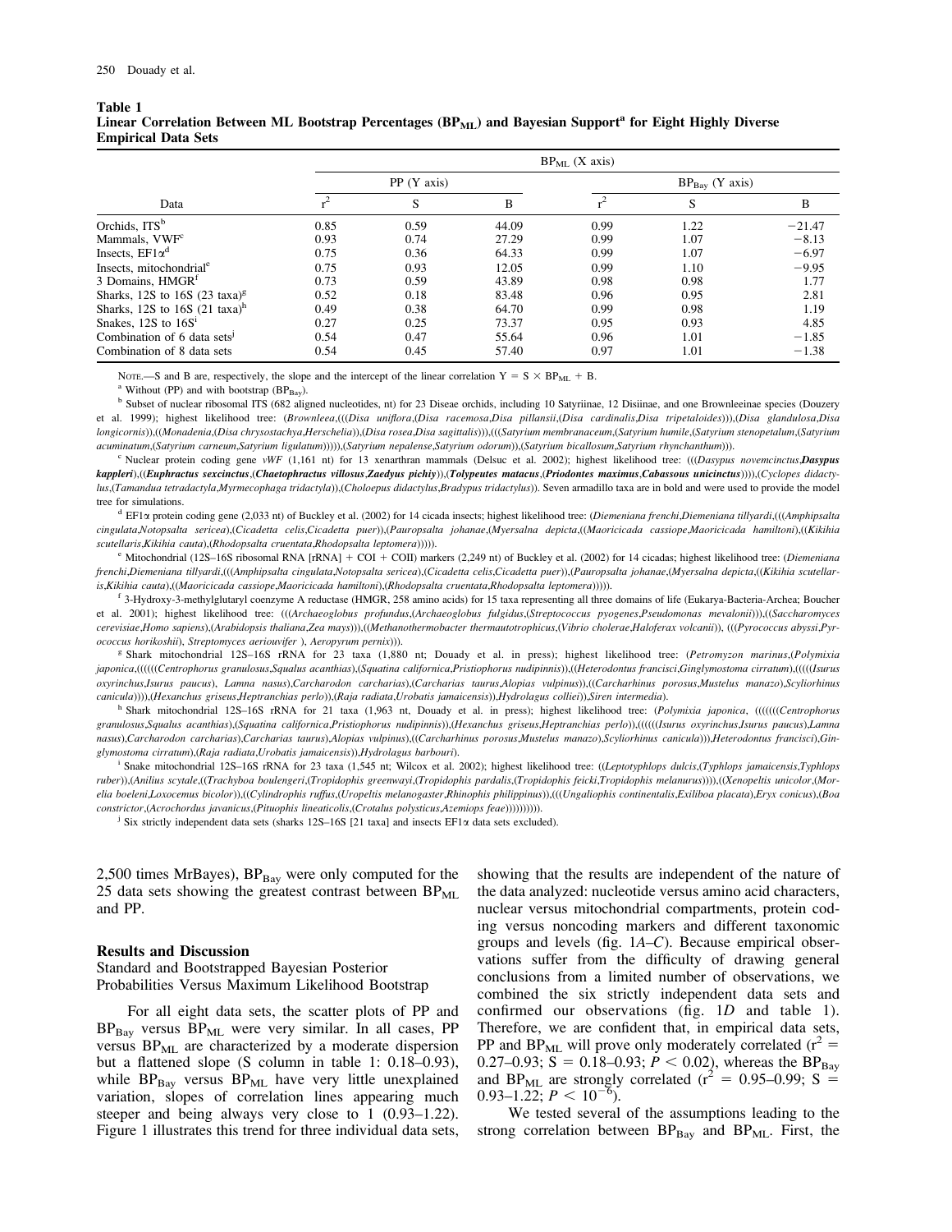**Table 1**
**Linear Correlation Between ML Bootstrap Percentages ($BP_{ML}$) and Bayesian Support[a] for Eight Highly Diverse Empirical Data Sets**

| | $BP_{ML}$ (X axis) | | | | | |
|---|---|---|---|---|---|---|
| | PP (Y axis) | | | $BP_{Bay}$ (Y axis) | | |
| Data | $r^2$ | S | B | $r^2$ | S | B |
| Orchids, ITS[b] | 0.85 | 0.59 | 44.09 | 0.99 | 1.22 | −21.47 |
| Mammals, VWF[c] | 0.93 | 0.74 | 27.29 | 0.99 | 1.07 | −8.13 |
| Insects, EF1α[d] | 0.75 | 0.36 | 64.33 | 0.99 | 1.07 | −6.97 |
| Insects, mitochondrial[e] | 0.75 | 0.93 | 12.05 | 0.99 | 1.10 | −9.95 |
| 3 Domains, HMGR[f] | 0.73 | 0.59 | 43.89 | 0.98 | 0.98 | 1.77 |
| Sharks, 12S to 16S (23 taxa)[g] | 0.52 | 0.18 | 83.48 | 0.96 | 0.95 | 2.81 |
| Sharks, 12S to 16S (21 taxa)[h] | 0.49 | 0.38 | 64.70 | 0.99 | 0.98 | 1.19 |
| Snakes, 12S to 16S[i] | 0.27 | 0.25 | 73.37 | 0.95 | 0.93 | 4.85 |
| Combination of 6 data sets[j] | 0.54 | 0.47 | 55.64 | 0.96 | 1.01 | −1.85 |
| Combination of 8 data sets | 0.54 | 0.45 | 57.40 | 0.97 | 1.01 | −1.38 |

NOTE.—S and B are, respectively, the slope and the intercept of the linear correlation $Y = S \times BP_{ML} + B$.

[a] Without (PP) and with bootstrap ($BP_{Bay}$).

[b] Subset of nuclear ribosomal ITS (682 aligned nucleotides, nt) for 23 Diseae orchids, including 10 Satyriinae, 12 Disiinae, and one Brownleeinae species (Douzery et al. 1999); highest likelihood tree: (*Brownleea*,(((*Disa uniflora*,*Disa racemosa*,*Disa pillansii*,(*Disa cardinalis*,*Disa tripetaloides*))),(*Disa glandulosa*,*Disa longicornis*)),((*Monadenia*,(*Disa chrysostachya*,*Herschelia*)),(*Disa rosea*,*Disa sagittalis*))),(((*Satyrium membranaceum*,*Satyrium humile*,(*Satyrium stenopetalum*,(*Satyrium acuminatum*,(*Satyrium carneum*,*Satyrium ligulatum*))))),(*Satyrium nepalense*,*Satyrium odorum*)),(*Satyrium bicallosum*,*Satyrium rhynchanthum*))).

[c] Nuclear protein coding gene *vWF* (1,161 nt) for 13 xenarthran mammals (Delsuc et al. 2002); highest likelihood tree: (((*Dasypus novemcinctus*,***Dasypus kappleri***),((***Euphractus sexcinctus***,(***Chaetophractus villosus***,***Zaedyus pichiy***)),(***Tolypeutes matacus***,(***Priodontes maximus***,***Cabassous unicinctus***)))),(*Cyclopes didactylus*,(*Tamandua tetradactyla*,*Myrmecophaga tridactyla*)),(*Choloepus didactylus*,*Bradypus tridactylus*)). Seven armadillo taxa are in bold and were used to provide the model tree for simulations.

[d] EF1α protein coding gene (2,033 nt) of Buckley et al. (2002) for 14 cicada insects; highest likelihood tree: (*Diemeniana frenchi*,*Diemeniana tillyardi*,(((*Amphipsalta cingulata*,*Notopsalta sericea*),(*Cicadetta celis*,*Cicadetta puer*)),(*Pauropsalta johanae*,(*Myersalna depicta*,((*Maoricicada cassiope*,*Maoricicada hamiltoni*),((*Kikihia scutellaris*,*Kikihia cauta*),(*Rhodopsalta cruentata*,*Rhodopsalta leptomera*)))))).

[e] Mitochondrial (12S–16S ribosomal RNA [rRNA] + COI + COII) markers (2,249 nt) of Buckley et al. (2002) for 14 cicadas; highest likelihood tree: (*Diemeniana frenchi*,*Diemeniana tillyardi*,(((*Amphipsalta cingulata*,*Notopsalta sericea*),(*Cicadetta celis*,*Cicadetta puer*)),(*Pauropsalta johanae*,(*Myersalna depicta*,((*Kikihia scutellaris*,*Kikihia cauta*),((*Maoricicada cassiope*,*Maoricicada hamiltoni*),(*Rhodopsalta cruentata*,*Rhodopsalta leptomera*)))))).

[f] 3-Hydroxy-3-methylglutaryl coenzyme A reductase (HMGR, 258 amino acids) for 15 taxa representing all three domains of life (Eukarya-Bacteria-Archea; Boucher et al. 2001); highest likelihood tree: (((*Archaeoglobus profundus*,(*Archaeoglobus fulgidus*,(*Streptococcus pyogenes*,*Pseudomonas mevalonii*))),((*Saccharomyces cerevisiae*,*Homo sapiens*),(*Arabidopsis thaliana*,*Zea mays*))),((*Methanothermobacter thermautotrophicus*,(*Vibrio cholerae*,*Haloferax volcanii*)), (((*Pyrococcus abyssi*,*Pyrococcus horikoshii*), *Streptomyces aeriouvifer* ), *Aeropyrum pernix*))).

[g] Shark mitochondrial 12S–16S rRNA for 23 taxa (1,880 nt; Douady et al. in press); highest likelihood tree: (*Petromyzon marinus*,(*Polymixia japonica*,(((((((*Centrophorus granulosus*,*Squalus acanthias*),(*Squatina californica*,*Pristiophorus nudipinnis*)),((*Heterodontus francisci*,*Ginglymostoma cirratum*),(((((*Isurus oxyrinchus*,*Isurus paucus*), *Lamna nasus*),*Carcharodon carcharias*),(*Carcharias taurus*,*Alopias vulpinus*)),((*Carcharhinus porosus*,*Mustelus manazo*),*Scyliorhinus canicula*)))),(*Hexanchus griseus*,*Heptranchias perlo*)),(*Raja radiata*,*Urobatis jamaicensis*)),*Hydrolagus colliei*)),*Siren intermedia*).

[h] Shark mitochondrial 12S–16S rRNA for 21 taxa (1,963 nt, Douady et al. in press); highest likelihood tree: (*Polymixia japonica*, (((((((*Centrophorus granulosus*,*Squalus acanthias*),(*Squatina californica*,*Pristiophorus nudipinnis*)),(*Hexanchus griseus*,*Heptranchias perlo*)),((((((*Isurus oxyrinchus*,*Isurus paucus*),*Lamna nasus*),*Carcharodon carcharias*),*Carcharias taurus*,*Alopias vulpinus*),((*Carcharhinus porosus*,*Mustelus manazo*),*Scyliorhinus canicula*))),*Heterodontus francisci*),*Ginglymostoma cirratum*),(*Raja radiata*,*Urobatis jamaicensis*)),*Hydrolagus barbouri*).

[i] Snake mitochondrial 12S–16S rRNA for 23 taxa (1,545 nt; Wilcox et al. 2002); highest likelihood tree: ((*Leptotyphlops dulcis*,(*Typhlops jamaicensis*,*Typhlops ruber*)),(*Anilius scytale*,((*Trachyboa boulengeri*,(*Tropidophis greenwayi*,(*Tropidophis pardalis*,(*Tropidophis feicki*,*Tropidophis melanurus*)))),((*Xenopeltis unicolor*,(*Morelia boeleni*,*Loxocemus bicolor*)),((*Cylindrophis ruffus*,(*Uropeltis melanogaster*,*Rhinophis philippinus*)),(((*Ungaliophis continentalis*,*Exiliboa placata*),*Eryx conicus*),(*Boa constrictor*,(*Acrochordus javanicus*,(*Pituophis lineaticolis*,(*Crotalus polysticus*,*Azemiops feae*))))))))).

[j] Six strictly independent data sets (sharks 12S–16S [21 taxa] and insects EF1α data sets excluded).

2,500 times MrBayes), $BP_{Bay}$ were only computed for the 25 data sets showing the greatest contrast between $BP_{ML}$ and PP.

## Results and Discussion

### Standard and Bootstrapped Bayesian Posterior Probabilities Versus Maximum Likelihood Bootstrap

For all eight data sets, the scatter plots of PP and $BP_{Bay}$ versus $BP_{ML}$ were very similar. In all cases, PP versus $BP_{ML}$ are characterized by a moderate dispersion but a flattened slope (S column in table 1: 0.18–0.93), while $BP_{Bay}$ versus $BP_{ML}$ have very little unexplained variation, slopes of correlation lines appearing much steeper and being always very close to 1 (0.93–1.22). Figure 1 illustrates this trend for three individual data sets, showing that the results are independent of the nature of the data analyzed: nucleotide versus amino acid characters, nuclear versus mitochondrial compartments, protein coding versus noncoding markers and different taxonomic groups and levels (fig. 1*A*–*C*). Because empirical observations suffer from the difficulty of drawing general conclusions from a limited number of observations, we combined the six strictly independent data sets and confirmed our observations (fig. 1*D* and table 1). Therefore, we are confident that, in empirical data sets, PP and $BP_{ML}$ will prove only moderately correlated ($r^2$ = 0.27–0.93; S = 0.18–0.93; $P < 0.02$), whereas the $BP_{Bay}$ and $BP_{ML}$ are strongly correlated ($r^2$ = 0.95–0.99; S = 0.93–1.22; $P < 10^{-6}$).

We tested several of the assumptions leading to the strong correlation between $BP_{Bay}$ and $BP_{ML}$. First, the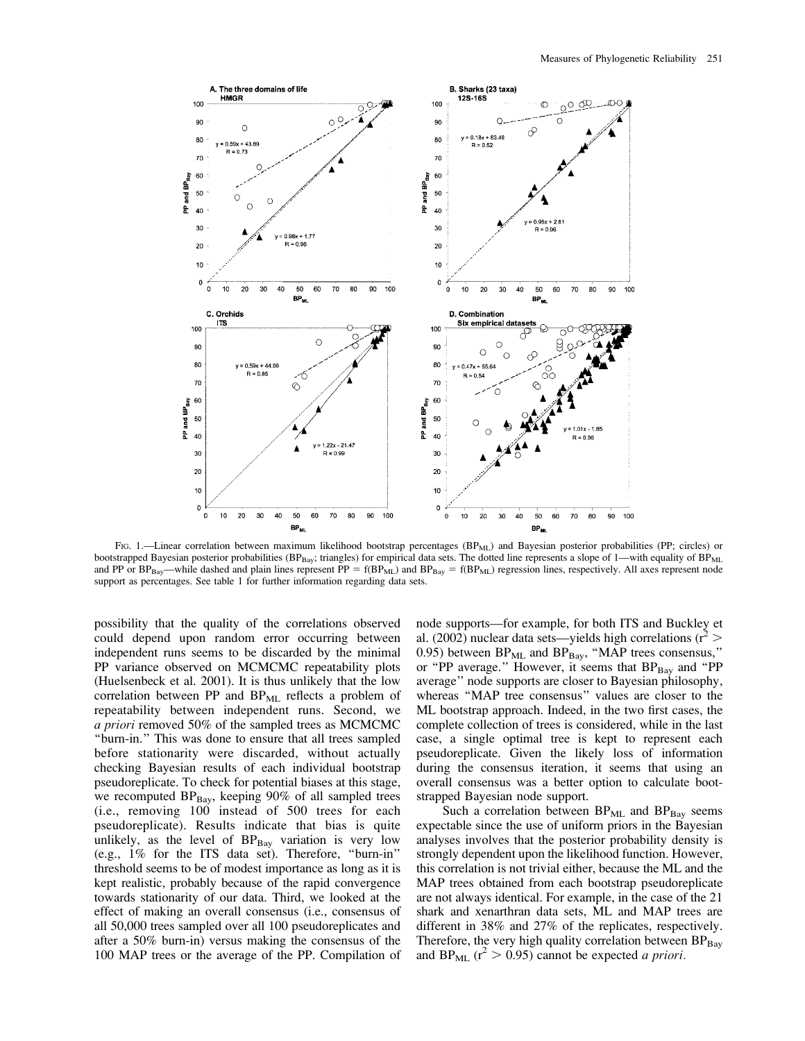Fig. 1.—Linear correlation between maximum likelihood bootstrap percentages ($BP_{ML}$) and Bayesian posterior probabilities (PP; circles) or bootstrapped Bayesian posterior probabilities ($BP_{Bay}$; triangles) for empirical data sets. The dotted line represents a slope of 1—with equality of $BP_{ML}$ and PP or $BP_{Bay}$—while dashed and plain lines represent PP = f($BP_{ML}$) and $BP_{Bay}$ = f($BP_{ML}$) regression lines, respectively. All axes represent node support as percentages. See table 1 for further information regarding data sets.

possibility that the quality of the correlations observed could depend upon random error occurring between independent runs seems to be discarded by the minimal PP variance observed on MCMCMC repeatability plots (Huelsenbeck et al. 2001). It is thus unlikely that the low correlation between PP and $BP_{ML}$ reflects a problem of repeatability between independent runs. Second, we *a priori* removed 50% of the sampled trees as MCMCMC "burn-in." This was done to ensure that all trees sampled before stationarity were discarded, without actually checking Bayesian results of each individual bootstrap pseudoreplicate. To check for potential biases at this stage, we recomputed $BP_{Bay}$, keeping 90% of all sampled trees (i.e., removing 100 instead of 500 trees for each pseudoreplicate). Results indicate that bias is quite unlikely, as the level of $BP_{Bay}$ variation is very low (e.g., 1% for the ITS data set). Therefore, "burn-in" threshold seems to be of modest importance as long as it is kept realistic, probably because of the rapid convergence towards stationarity of our data. Third, we looked at the effect of making an overall consensus (i.e., consensus of all 50,000 trees sampled over all 100 pseudoreplicates and after a 50% burn-in) versus making the consensus of the 100 MAP trees or the average of the PP. Compilation of node supports—for example, for both ITS and Buckley et al. (2002) nuclear data sets—yields high correlations ($r^2 > 0.95$) between $BP_{ML}$ and $BP_{Bay}$, "MAP trees consensus," or "PP average." However, it seems that $BP_{Bay}$ and "PP average" node supports are closer to Bayesian philosophy, whereas "MAP tree consensus" values are closer to the ML bootstrap approach. Indeed, in the two first cases, the complete collection of trees is considered, while in the last case, a single optimal tree is kept to represent each pseudoreplicate. Given the likely loss of information during the consensus iteration, it seems that using an overall consensus was a better option to calculate bootstrapped Bayesian node support.

Such a correlation between $BP_{ML}$ and $BP_{Bay}$ seems expectable since the use of uniform priors in the Bayesian analyses involves that the posterior probability density is strongly dependent upon the likelihood function. However, this correlation is not trivial either, because the ML and the MAP trees obtained from each bootstrap pseudoreplicate are not always identical. For example, in the case of the 21 shark and xenarthran data sets, ML and MAP trees are different in 38% and 27% of the replicates, respectively. Therefore, the very high quality correlation between $BP_{Bay}$ and $BP_{ML}$ ($r^2 > 0.95$) cannot be expected *a priori*.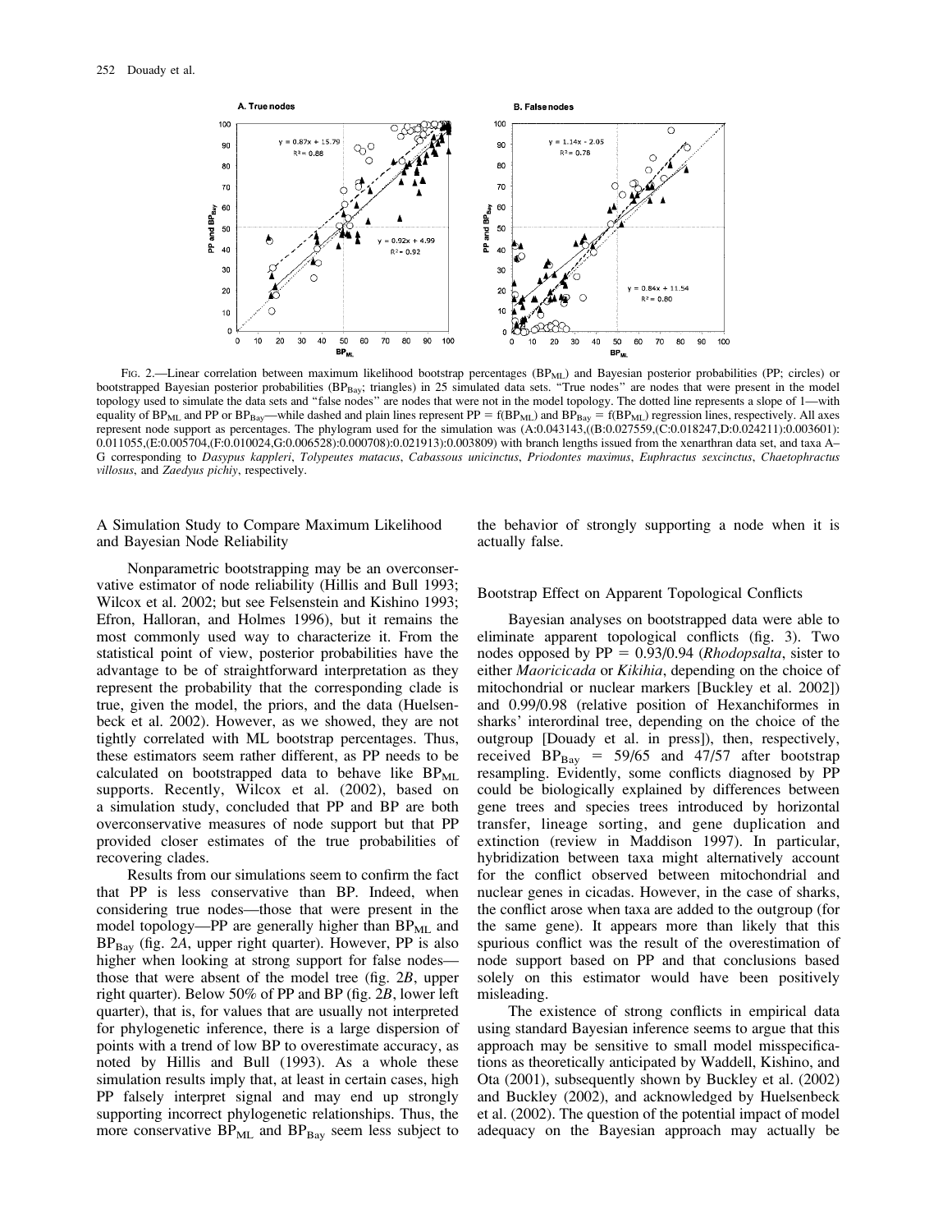FIG. 2.—Linear correlation between maximum likelihood bootstrap percentages ($BP_{ML}$) and Bayesian posterior probabilities (PP; circles) or bootstrapped Bayesian posterior probabilities ($BP_{Bay}$; triangles) in 25 simulated data sets. "True nodes" are nodes that were present in the model topology used to simulate the data sets and "false nodes" are nodes that were not in the model topology. The dotted line represents a slope of 1—with equality of $BP_{ML}$ and PP or $BP_{Bay}$—while dashed and plain lines represent $PP = f(BP_{ML})$ and $BP_{Bay} = f(BP_{ML})$ regression lines, respectively. All axes represent node support as percentages. The phylogram used for the simulation was (A:0.043143,((B:0.027559,(C:0.018247,D:0.024211):0.003601):0.011055,(E:0.005704,(F:0.010024,G:0.006528):0.000708):0.021913):0.003809) with branch lengths issued from the xenarthran data set, and taxa A–G corresponding to *Dasypus kappleri*, *Tolypeutes matacus*, *Cabassous unicinctus*, *Priodontes maximus*, *Euphractus sexcinctus*, *Chaetophractus villosus*, and *Zaedyus pichiy*, respectively.

## A Simulation Study to Compare Maximum Likelihood and Bayesian Node Reliability

Nonparametric bootstrapping may be an overconservative estimator of node reliability (Hillis and Bull 1993; Wilcox et al. 2002; but see Felsenstein and Kishino 1993; Efron, Halloran, and Holmes 1996), but it remains the most commonly used way to characterize it. From the statistical point of view, posterior probabilities have the advantage to be of straightforward interpretation as they represent the probability that the corresponding clade is true, given the model, the priors, and the data (Huelsenbeck et al. 2002). However, as we showed, they are not tightly correlated with ML bootstrap percentages. Thus, these estimators seem rather different, as PP needs to be calculated on bootstrapped data to behave like $BP_{ML}$ supports. Recently, Wilcox et al. (2002), based on a simulation study, concluded that PP and BP are both overconservative measures of node support but that PP provided closer estimates of the true probabilities of recovering clades.

Results from our simulations seem to confirm the fact that PP is less conservative than BP. Indeed, when considering true nodes—those that were present in the model topology—PP are generally higher than $BP_{ML}$ and $BP_{Bay}$ (fig. 2*A*, upper right quarter). However, PP is also higher when looking at strong support for false nodes—those that were absent of the model tree (fig. 2*B*, upper right quarter). Below 50% of PP and BP (fig. 2*B*, lower left quarter), that is, for values that are usually not interpreted for phylogenetic inference, there is a large dispersion of points with a trend of low BP to overestimate accuracy, as noted by Hillis and Bull (1993). As a whole these simulation results imply that, at least in certain cases, high PP falsely interpret signal and may end up strongly supporting incorrect phylogenetic relationships. Thus, the more conservative $BP_{ML}$ and $BP_{Bay}$ seem less subject to the behavior of strongly supporting a node when it is actually false.

## Bootstrap Effect on Apparent Topological Conflicts

Bayesian analyses on bootstrapped data were able to eliminate apparent topological conflicts (fig. 3). Two nodes opposed by PP = 0.93/0.94 (*Rhodopsalta*, sister to either *Maoricicada* or *Kikihia*, depending on the choice of mitochondrial or nuclear markers [Buckley et al. 2002]) and 0.99/0.98 (relative position of Hexanchiformes in sharks' interordinal tree, depending on the choice of the outgroup [Douady et al. in press]), then, respectively, received $BP_{Bay}$ = 59/65 and 47/57 after bootstrap resampling. Evidently, some conflicts diagnosed by PP could be biologically explained by differences between gene trees and species trees introduced by horizontal transfer, lineage sorting, and gene duplication and extinction (review in Maddison 1997). In particular, hybridization between taxa might alternatively account for the conflict observed between mitochondrial and nuclear genes in cicadas. However, in the case of sharks, the conflict arose when taxa are added to the outgroup (for the same gene). It appears more than likely that this spurious conflict was the result of the overestimation of node support based on PP and that conclusions based solely on this estimator would have been positively misleading.

The existence of strong conflicts in empirical data using standard Bayesian inference seems to argue that this approach may be sensitive to small model misspecifications as theoretically anticipated by Waddell, Kishino, and Ota (2001), subsequently shown by Buckley et al. (2002) and Buckley (2002), and acknowledged by Huelsenbeck et al. (2002). The question of the potential impact of model adequacy on the Bayesian approach may actually be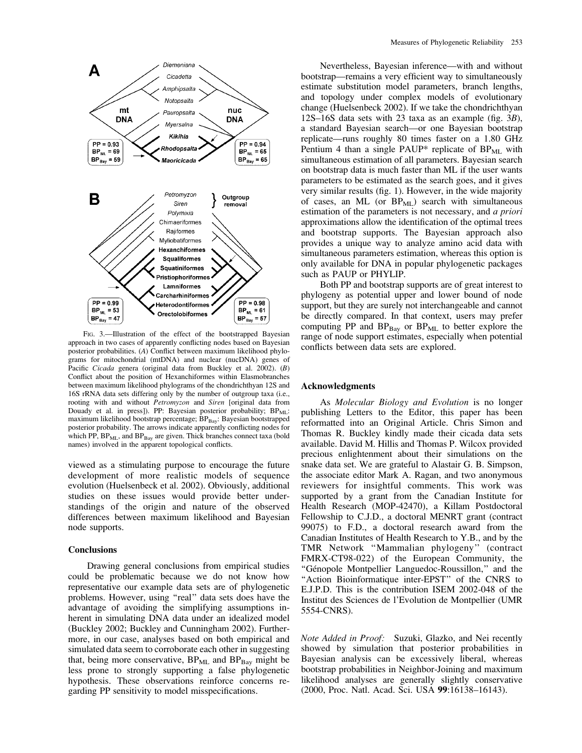FIG. 3.—Illustration of the effect of the bootstrapped Bayesian approach in two cases of apparently conflicting nodes based on Bayesian posterior probabilities. (*A*) Conflict between maximum likelihood phylograms for mitochondrial (mtDNA) and nuclear (nucDNA) genes of Pacific *Cicada* genera (original data from Buckley et al. 2002). (*B*) Conflict about the position of Hexanchiformes within Elasmobranches between maximum likelihood phylograms of the chondrichthyan 12S and 16S rRNA data sets differing only by the number of outgroup taxa (i.e., rooting with and without *Petromyzon* and *Siren* [original data from Douady et al. in press]). PP: Bayesian posterior probability; $BP_{ML}$: maximum likelihood bootstrap percentage; $BP_{Bay}$: Bayesian bootstrapped posterior probability. The arrows indicate apparently conflicting nodes for which PP, $BP_{ML}$, and $BP_{Bay}$ are given. Thick branches connect taxa (bold names) involved in the apparent topological conflicts.

viewed as a stimulating purpose to encourage the future development of more realistic models of sequence evolution (Huelsenbeck et al. 2002). Obviously, additional studies on these issues would provide better understandings of the origin and nature of the observed differences between maximum likelihood and Bayesian node supports.

## Conclusions

Drawing general conclusions from empirical studies could be problematic because we do not know how representative our example data sets are of phylogenetic problems. However, using "real" data sets does have the advantage of avoiding the simplifying assumptions inherent in simulating DNA data under an idealized model (Buckley 2002; Buckley and Cunningham 2002). Furthermore, in our case, analyses based on both empirical and simulated data seem to corroborate each other in suggesting that, being more conservative, $BP_{ML}$ and $BP_{Bay}$ might be less prone to strongly supporting a false phylogenetic hypothesis. These observations reinforce concerns regarding PP sensitivity to model misspecifications.

Nevertheless, Bayesian inference—with and without bootstrap—remains a very efficient way to simultaneously estimate substitution model parameters, branch lengths, and topology under complex models of evolutionary change (Huelsenbeck 2002). If we take the chondrichthyan 12S–16S data sets with 23 taxa as an example (fig. 3*B*), a standard Bayesian search—or one Bayesian bootstrap replicate—runs roughly 80 times faster on a 1.80 GHz Pentium 4 than a single PAUP* replicate of $BP_{ML}$ with simultaneous estimation of all parameters. Bayesian search on bootstrap data is much faster than ML if the user wants parameters to be estimated as the search goes, and it gives very similar results (fig. 1). However, in the wide majority of cases, an ML (or $BP_{ML}$) search with simultaneous estimation of the parameters is not necessary, and *a priori* approximations allow the identification of the optimal trees and bootstrap supports. The Bayesian approach also provides a unique way to analyze amino acid data with simultaneous parameters estimation, whereas this option is only available for DNA in popular phylogenetic packages such as PAUP or PHYLIP.

Both PP and bootstrap supports are of great interest to phylogeny as potential upper and lower bound of node support, but they are surely not interchangeable and cannot be directly compared. In that context, users may prefer computing PP and $BP_{Bay}$ or $BP_{ML}$ to better explore the range of node support estimates, especially when potential conflicts between data sets are explored.

## Acknowledgments

As *Molecular Biology and Evolution* is no longer publishing Letters to the Editor, this paper has been reformatted into an Original Article. Chris Simon and Thomas R. Buckley kindly made their cicada data sets available. David M. Hillis and Thomas P. Wilcox provided precious enlightenment about their simulations on the snake data set. We are grateful to Alastair G. B. Simpson, the associate editor Mark A. Ragan, and two anonymous reviewers for insightful comments. This work was supported by a grant from the Canadian Institute for Health Research (MOP-42470), a Killam Postdoctoral Fellowship to C.J.D., a doctoral MENRT grant (contract 99075) to F.D., a doctoral research award from the Canadian Institutes of Health Research to Y.B., and by the TMR Network "Mammalian phylogeny" (contract FMRX-CT98-022) of the European Community, the "Génopole Montpellier Languedoc-Roussillon," and the "Action Bioinformatique inter-EPST" of the CNRS to E.J.P.D. This is the contribution ISEM 2002-048 of the Institut des Sciences de l'Evolution de Montpellier (UMR 5554-CNRS).

*Note Added in Proof:* Suzuki, Glazko, and Nei recently showed by simulation that posterior probabilities in Bayesian analysis can be excessively liberal, whereas bootstrap probabilities in Neighbor-Joining and maximum likelihood analyses are generally slightly conservative (2000, Proc. Natl. Acad. Sci. USA **99**:16138–16143).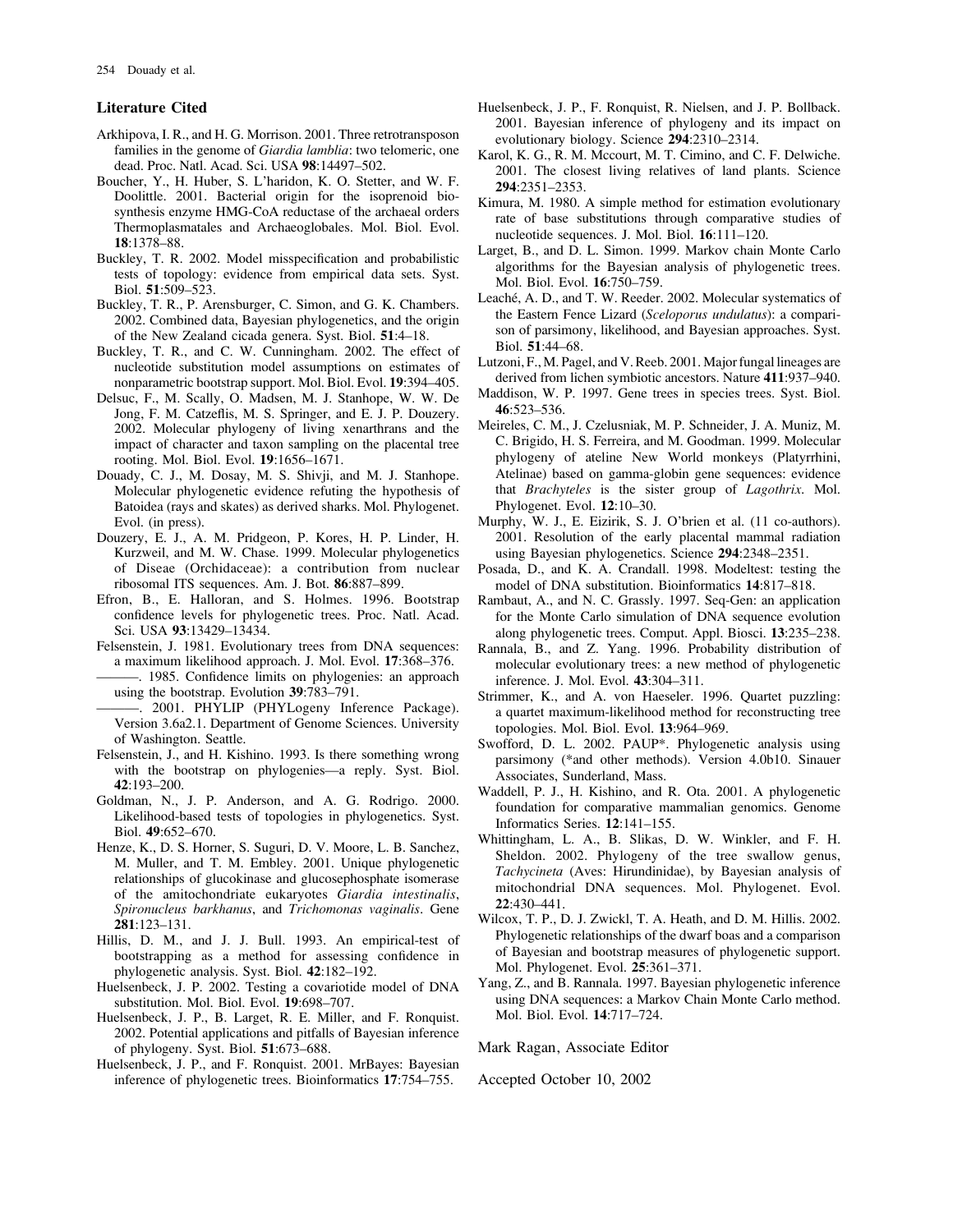## Literature Cited

Arkhipova, I. R., and H. G. Morrison. 2001. Three retrotransposon families in the genome of *Giardia lamblia*: two telomeric, one dead. Proc. Natl. Acad. Sci. USA **98**:14497–502.

Boucher, Y., H. Huber, S. L'haridon, K. O. Stetter, and W. F. Doolittle. 2001. Bacterial origin for the isoprenoid biosynthesis enzyme HMG-CoA reductase of the archaeal orders Thermoplasmatales and Archaeoglobales. Mol. Biol. Evol. **18**:1378–88.

Buckley, T. R. 2002. Model misspecification and probabilistic tests of topology: evidence from empirical data sets. Syst. Biol. **51**:509–523.

Buckley, T. R., P. Arensburger, C. Simon, and G. K. Chambers. 2002. Combined data, Bayesian phylogenetics, and the origin of the New Zealand cicada genera. Syst. Biol. **51**:4–18.

Buckley, T. R., and C. W. Cunningham. 2002. The effect of nucleotide substitution model assumptions on estimates of nonparametric bootstrap support. Mol. Biol. Evol. **19**:394–405.

Delsuc, F., M. Scally, O. Madsen, M. J. Stanhope, W. W. De Jong, F. M. Catzeflis, M. S. Springer, and E. J. P. Douzery. 2002. Molecular phylogeny of living xenarthrans and the impact of character and taxon sampling on the placental tree rooting. Mol. Biol. Evol. **19**:1656–1671.

Douady, C. J., M. Dosay, M. S. Shivji, and M. J. Stanhope. Molecular phylogenetic evidence refuting the hypothesis of Batoidea (rays and skates) as derived sharks. Mol. Phylogenet. Evol. (in press).

Douzery, E. J., A. M. Pridgeon, P. Kores, H. P. Linder, H. Kurzweil, and M. W. Chase. 1999. Molecular phylogenetics of Diseae (Orchidaceae): a contribution from nuclear ribosomal ITS sequences. Am. J. Bot. **86**:887–899.

Efron, B., E. Halloran, and S. Holmes. 1996. Bootstrap confidence levels for phylogenetic trees. Proc. Natl. Acad. Sci. USA **93**:13429–13434.

Felsenstein, J. 1981. Evolutionary trees from DNA sequences: a maximum likelihood approach. J. Mol. Evol. **17**:368–376.

———. 1985. Confidence limits on phylogenies: an approach using the bootstrap. Evolution **39**:783–791.

———. 2001. PHYLIP (PHYLogeny Inference Package). Version 3.6a2.1. Department of Genome Sciences. University of Washington. Seattle.

Felsenstein, J., and H. Kishino. 1993. Is there something wrong with the bootstrap on phylogenies—a reply. Syst. Biol. **42**:193–200.

Goldman, N., J. P. Anderson, and A. G. Rodrigo. 2000. Likelihood-based tests of topologies in phylogenetics. Syst. Biol. **49**:652–670.

Henze, K., D. S. Horner, S. Suguri, D. V. Moore, L. B. Sanchez, M. Muller, and T. M. Embley. 2001. Unique phylogenetic relationships of glucokinase and glucosephosphate isomerase of the amitochondriate eukaryotes *Giardia intestinalis*, *Spironucleus barkhanus*, and *Trichomonas vaginalis*. Gene **281**:123–131.

Hillis, D. M., and J. J. Bull. 1993. An empirical-test of bootstrapping as a method for assessing confidence in phylogenetic analysis. Syst. Biol. **42**:182–192.

Huelsenbeck, J. P. 2002. Testing a covariotide model of DNA substitution. Mol. Biol. Evol. **19**:698–707.

Huelsenbeck, J. P., B. Larget, R. E. Miller, and F. Ronquist. 2002. Potential applications and pitfalls of Bayesian inference of phylogeny. Syst. Biol. **51**:673–688.

Huelsenbeck, J. P., and F. Ronquist. 2001. MrBayes: Bayesian inference of phylogenetic trees. Bioinformatics **17**:754–755.

Huelsenbeck, J. P., F. Ronquist, R. Nielsen, and J. P. Bollback. 2001. Bayesian inference of phylogeny and its impact on evolutionary biology. Science **294**:2310–2314.

Karol, K. G., R. M. Mccourt, M. T. Cimino, and C. F. Delwiche. 2001. The closest living relatives of land plants. Science **294**:2351–2353.

Kimura, M. 1980. A simple method for estimation evolutionary rate of base substitutions through comparative studies of nucleotide sequences. J. Mol. Biol. **16**:111–120.

Larget, B., and D. L. Simon. 1999. Markov chain Monte Carlo algorithms for the Bayesian analysis of phylogenetic trees. Mol. Biol. Evol. **16**:750–759.

Leaché, A. D., and T. W. Reeder. 2002. Molecular systematics of the Eastern Fence Lizard (*Sceloporus undulatus*): a comparison of parsimony, likelihood, and Bayesian approaches. Syst. Biol. **51**:44–68.

Lutzoni, F., M. Pagel, and V. Reeb. 2001. Major fungal lineages are derived from lichen symbiotic ancestors. Nature **411**:937–940.

Maddison, W. P. 1997. Gene trees in species trees. Syst. Biol. **46**:523–536.

Meireles, C. M., J. Czelusniak, M. P. Schneider, J. A. Muniz, M. C. Brigido, H. S. Ferreira, and M. Goodman. 1999. Molecular phylogeny of ateline New World monkeys (Platyrrhini, Atelinae) based on gamma-globin gene sequences: evidence that *Brachyteles* is the sister group of *Lagothrix*. Mol. Phylogenet. Evol. **12**:10–30.

Murphy, W. J., E. Eizirik, S. J. O'brien et al. (11 co-authors). 2001. Resolution of the early placental mammal radiation using Bayesian phylogenetics. Science **294**:2348–2351.

Posada, D., and K. A. Crandall. 1998. Modeltest: testing the model of DNA substitution. Bioinformatics **14**:817–818.

Rambaut, A., and N. C. Grassly. 1997. Seq-Gen: an application for the Monte Carlo simulation of DNA sequence evolution along phylogenetic trees. Comput. Appl. Biosci. **13**:235–238.

Rannala, B., and Z. Yang. 1996. Probability distribution of molecular evolutionary trees: a new method of phylogenetic inference. J. Mol. Evol. **43**:304–311.

Strimmer, K., and A. von Haeseler. 1996. Quartet puzzling: a quartet maximum-likelihood method for reconstructing tree topologies. Mol. Biol. Evol. **13**:964–969.

Swofford, D. L. 2002. PAUP*. Phylogenetic analysis using parsimony (*and other methods). Version 4.0b10. Sinauer Associates, Sunderland, Mass.

Waddell, P. J., H. Kishino, and R. Ota. 2001. A phylogenetic foundation for comparative mammalian genomics. Genome Informatics Series. **12**:141–155.

Whittingham, L. A., B. Slikas, D. W. Winkler, and F. H. Sheldon. 2002. Phylogeny of the tree swallow genus, *Tachycineta* (Aves: Hirundinidae), by Bayesian analysis of mitochondrial DNA sequences. Mol. Phylogenet. Evol. **22**:430–441.

Wilcox, T. P., D. J. Zwickl, T. A. Heath, and D. M. Hillis. 2002. Phylogenetic relationships of the dwarf boas and a comparison of Bayesian and bootstrap measures of phylogenetic support. Mol. Phylogenet. Evol. **25**:361–371.

Yang, Z., and B. Rannala. 1997. Bayesian phylogenetic inference using DNA sequences: a Markov Chain Monte Carlo method. Mol. Biol. Evol. **14**:717–724.

Mark Ragan, Associate Editor

Accepted October 10, 2002